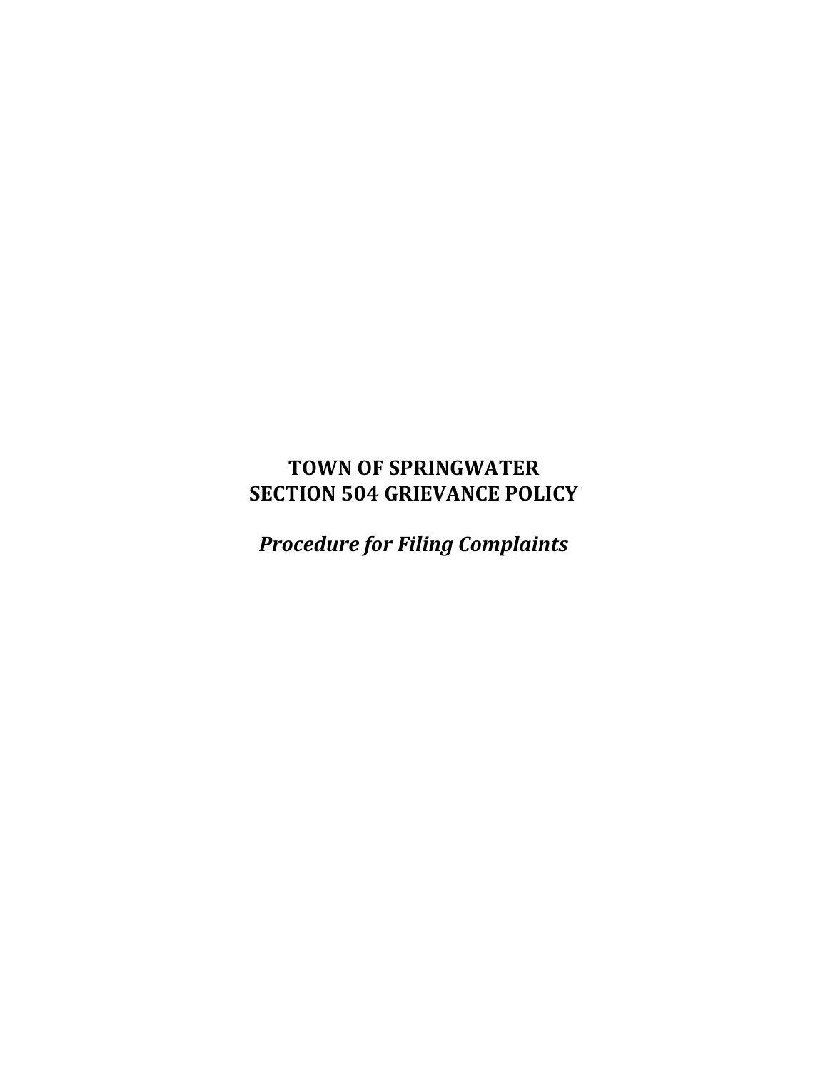# TOWN OF SPRINGWATER
# SECTION 504 GRIEVANCE POLICY

***Procedure for Filing Complaints***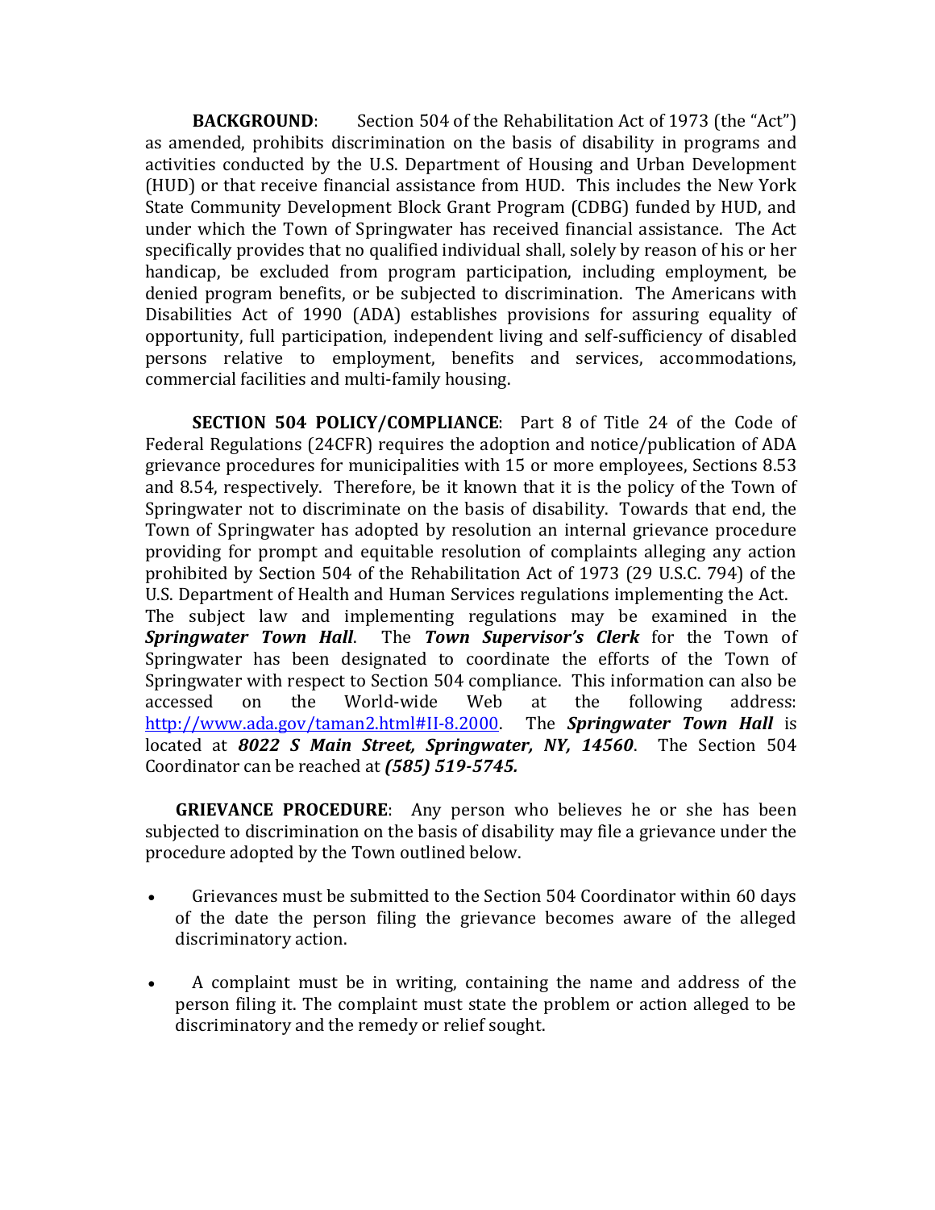**BACKGROUND**: Section 504 of the Rehabilitation Act of 1973 (the "Act") as amended, prohibits discrimination on the basis of disability in programs and activities conducted by the U.S. Department of Housing and Urban Development (HUD) or that receive financial assistance from HUD. This includes the New York State Community Development Block Grant Program (CDBG) funded by HUD, and under which the Town of Springwater has received financial assistance. The Act specifically provides that no qualified individual shall, solely by reason of his or her handicap, be excluded from program participation, including employment, be denied program benefits, or be subjected to discrimination. The Americans with Disabilities Act of 1990 (ADA) establishes provisions for assuring equality of opportunity, full participation, independent living and self-sufficiency of disabled persons relative to employment, benefits and services, accommodations, commercial facilities and multi-family housing.

**SECTION 504 POLICY/COMPLIANCE**: Part 8 of Title 24 of the Code of Federal Regulations (24CFR) requires the adoption and notice/publication of ADA grievance procedures for municipalities with 15 or more employees, Sections 8.53 and 8.54, respectively. Therefore, be it known that it is the policy of the Town of Springwater not to discriminate on the basis of disability. Towards that end, the Town of Springwater has adopted by resolution an internal grievance procedure providing for prompt and equitable resolution of complaints alleging any action prohibited by Section 504 of the Rehabilitation Act of 1973 (29 U.S.C. 794) of the U.S. Department of Health and Human Services regulations implementing the Act. The subject law and implementing regulations may be examined in the ***Springwater Town Hall***. The ***Town Supervisor's Clerk*** for the Town of Springwater has been designated to coordinate the efforts of the Town of Springwater with respect to Section 504 compliance. This information can also be accessed on the World-wide Web at the following address: http://www.ada.gov/taman2.html#II-8.2000. The ***Springwater Town Hall*** is located at ***8022 S Main Street, Springwater, NY, 14560***. The Section 504 Coordinator can be reached at ***(585) 519-5745.***

**GRIEVANCE PROCEDURE**: Any person who believes he or she has been subjected to discrimination on the basis of disability may file a grievance under the procedure adopted by the Town outlined below.

- Grievances must be submitted to the Section 504 Coordinator within 60 days of the date the person filing the grievance becomes aware of the alleged discriminatory action.

- A complaint must be in writing, containing the name and address of the person filing it. The complaint must state the problem or action alleged to be discriminatory and the remedy or relief sought.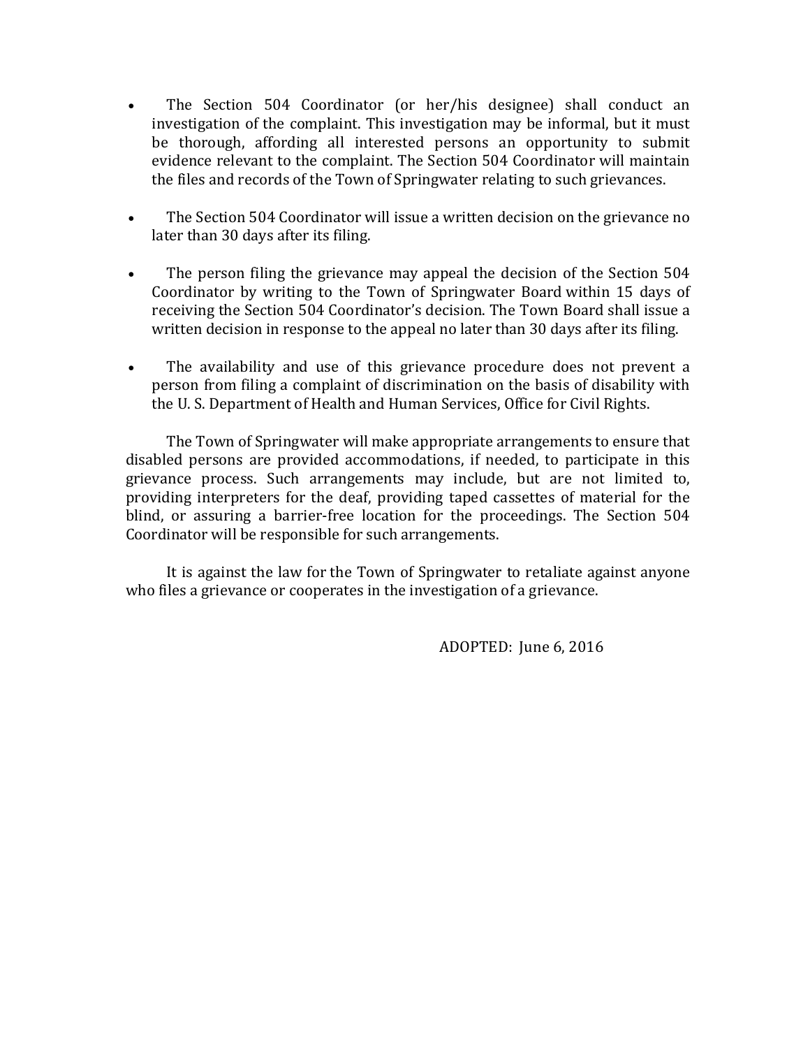- The Section 504 Coordinator (or her/his designee) shall conduct an investigation of the complaint. This investigation may be informal, but it must be thorough, affording all interested persons an opportunity to submit evidence relevant to the complaint. The Section 504 Coordinator will maintain the files and records of the Town of Springwater relating to such grievances.

- The Section 504 Coordinator will issue a written decision on the grievance no later than 30 days after its filing.

- The person filing the grievance may appeal the decision of the Section 504 Coordinator by writing to the Town of Springwater Board within 15 days of receiving the Section 504 Coordinator's decision. The Town Board shall issue a written decision in response to the appeal no later than 30 days after its filing.

- The availability and use of this grievance procedure does not prevent a person from filing a complaint of discrimination on the basis of disability with the U. S. Department of Health and Human Services, Office for Civil Rights.

The Town of Springwater will make appropriate arrangements to ensure that disabled persons are provided accommodations, if needed, to participate in this grievance process. Such arrangements may include, but are not limited to, providing interpreters for the deaf, providing taped cassettes of material for the blind, or assuring a barrier-free location for the proceedings. The Section 504 Coordinator will be responsible for such arrangements.

It is against the law for the Town of Springwater to retaliate against anyone who files a grievance or cooperates in the investigation of a grievance.

ADOPTED: June 6, 2016